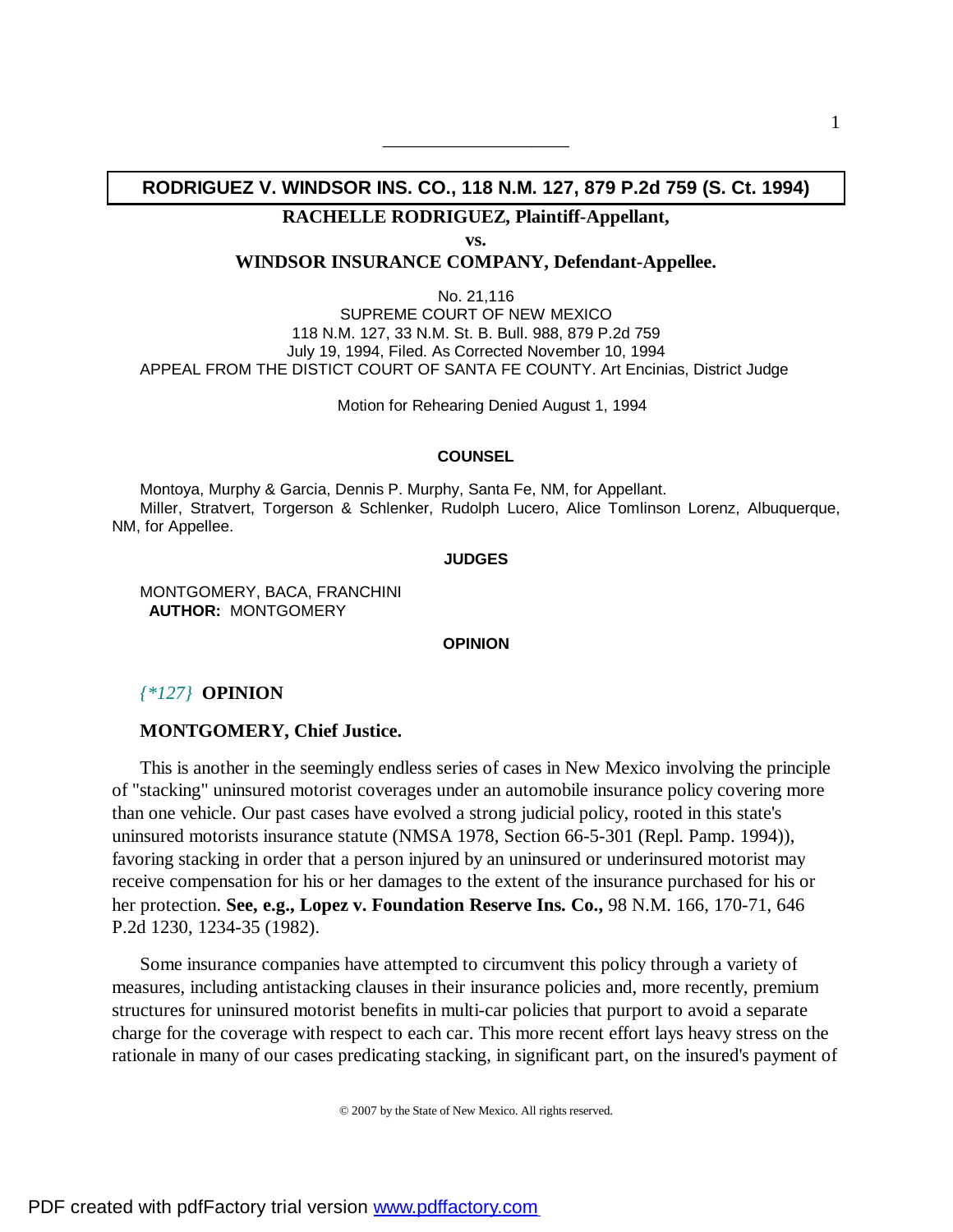## RODRIGUEZ V. WINDSOR INS. CO., 118 N.M. 127, 879 P.2d 759 (S. Ct. 1994)

**RACHELLE RODRIGUEZ, Plaintiff-Appellant,**

**vs.**

**WINDSOR INSURANCE COMPANY, Defendant-Appellee.**

No. 21,116
SUPREME COURT OF NEW MEXICO
118 N.M. 127, 33 N.M. St. B. Bull. 988, 879 P.2d 759
July 19, 1994, Filed. As Corrected November 10, 1994
APPEAL FROM THE DISTICT COURT OF SANTA FE COUNTY. Art Encinias, District Judge

Motion for Rehearing Denied August 1, 1994

### COUNSEL

Montoya, Murphy & Garcia, Dennis P. Murphy, Santa Fe, NM, for Appellant.
Miller, Stratvert, Torgerson & Schlenker, Rudolph Lucero, Alice Tomlinson Lorenz, Albuquerque, NM, for Appellee.

### JUDGES

MONTGOMERY, BACA, FRANCHINI
**AUTHOR:** MONTGOMERY

### OPINION

*{*127}* **OPINION**

**MONTGOMERY, Chief Justice.**

This is another in the seemingly endless series of cases in New Mexico involving the principle of "stacking" uninsured motorist coverages under an automobile insurance policy covering more than one vehicle. Our past cases have evolved a strong judicial policy, rooted in this state's uninsured motorists insurance statute (NMSA 1978, Section 66-5-301 (Repl. Pamp. 1994)), favoring stacking in order that a person injured by an uninsured or underinsured motorist may receive compensation for his or her damages to the extent of the insurance purchased for his or her protection. **See, e.g., Lopez v. Foundation Reserve Ins. Co.,** 98 N.M. 166, 170-71, 646 P.2d 1230, 1234-35 (1982).

Some insurance companies have attempted to circumvent this policy through a variety of measures, including antistacking clauses in their insurance policies and, more recently, premium structures for uninsured motorist benefits in multi-car policies that purport to avoid a separate charge for the coverage with respect to each car. This more recent effort lays heavy stress on the rationale in many of our cases predicating stacking, in significant part, on the insured's payment of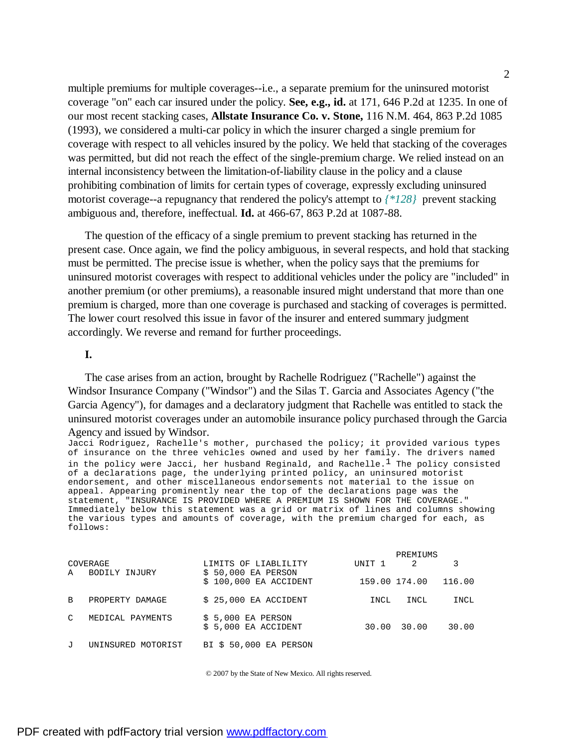multiple premiums for multiple coverages--i.e., a separate premium for the uninsured motorist coverage "on" each car insured under the policy. **See, e.g., id.** at 171, 646 P.2d at 1235. In one of our most recent stacking cases, **Allstate Insurance Co. v. Stone,** 116 N.M. 464, 863 P.2d 1085 (1993), we considered a multi-car policy in which the insurer charged a single premium for coverage with respect to all vehicles insured by the policy. We held that stacking of the coverages was permitted, but did not reach the effect of the single-premium charge. We relied instead on an internal inconsistency between the limitation-of-liability clause in the policy and a clause prohibiting combination of limits for certain types of coverage, expressly excluding uninsured motorist coverage--a repugnancy that rendered the policy's attempt to *{*128}* prevent stacking ambiguous and, therefore, ineffectual. **Id.** at 466-67, 863 P.2d at 1087-88.

The question of the efficacy of a single premium to prevent stacking has returned in the present case. Once again, we find the policy ambiguous, in several respects, and hold that stacking must be permitted. The precise issue is whether, when the policy says that the premiums for uninsured motorist coverages with respect to additional vehicles under the policy are "included" in another premium (or other premiums), a reasonable insured might understand that more than one premium is charged, more than one coverage is purchased and stacking of coverages is permitted. The lower court resolved this issue in favor of the insurer and entered summary judgment accordingly. We reverse and remand for further proceedings.

**I.**

The case arises from an action, brought by Rachelle Rodriguez ("Rachelle") against the Windsor Insurance Company ("Windsor") and the Silas T. Garcia and Associates Agency ("the Garcia Agency"), for damages and a declaratory judgment that Rachelle was entitled to stack the uninsured motorist coverages under an automobile insurance policy purchased through the Garcia Agency and issued by Windsor.

Jacci Rodriguez, Rachelle's mother, purchased the policy; it provided various types of insurance on the three vehicles owned and used by her family. The drivers named in the policy were Jacci, her husband Reginald, and Rachelle.[1] The policy consisted of a declarations page, the underlying printed policy, an uninsured motorist endorsement, and other miscellaneous endorsements not material to the issue on appeal. Appearing prominently near the top of the declarations page was the statement, "INSURANCE IS PROVIDED WHERE A PREMIUM IS SHOWN FOR THE COVERAGE." Immediately below this statement was a grid or matrix of lines and columns showing the various types and amounts of coverage, with the premium charged for each, as follows:

| | COVERAGE | LIMITS OF LIABLIBITY | PREMIUMS UNIT 1 | 2 | 3 |
|---|---|---|---|---|---|
| A | BODILY INJURY | $ 50,000 EA PERSON<br>$ 100,000 EA ACCIDENT | 159.00 | 174.00 | 116.00 |
| B | PROPERTY DAMAGE | $ 25,000 EA ACCIDENT | INCL | INCL | INCL |
| C | MEDICAL PAYMENTS | $ 5,000 EA PERSON<br>$ 5,000 EA ACCIDENT | 30.00 | 30.00 | 30.00 |
| J | UNINSURED MOTORIST | BI $ 50,000 EA PERSON | | | |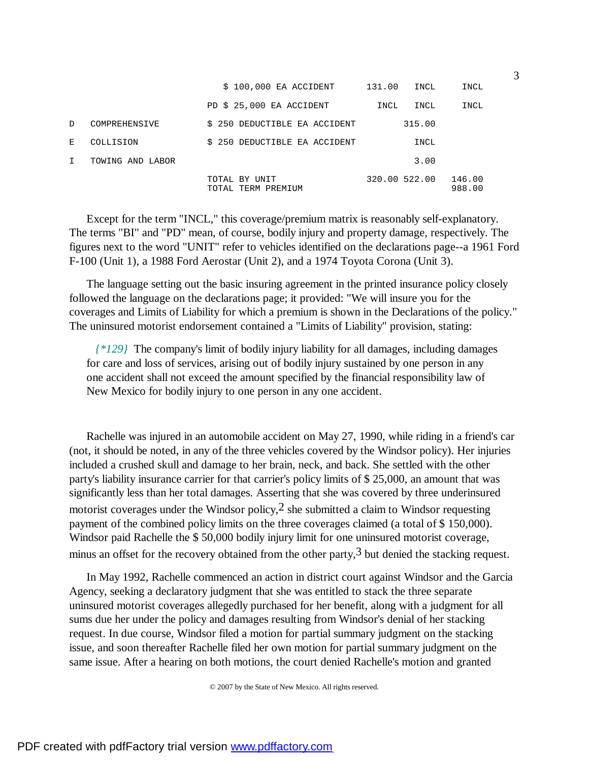| | | | | | |
|---|---|---|---|---|---|
| | | $ 100,000 EA ACCIDENT | 131.00 | INCL | INCL |
| | | PD $ 25,000 EA ACCIDENT | INCL | INCL | INCL |
| D | COMPREHENSIVE | $ 250 DEDUCTIBLE EA ACCIDENT | | 315.00 | |
| E | COLLISION | $ 250 DEDUCTIBLE EA ACCIDENT | | INCL | |
| I | TOWING AND LABOR | | | 3.00 | |
| | | TOTAL BY UNIT<br>TOTAL TERM PREMIUM | 320.00 | 522.00 | 146.00<br>988.00 |

Except for the term "INCL," this coverage/premium matrix is reasonably self-explanatory. The terms "BI" and "PD" mean, of course, bodily injury and property damage, respectively. The figures next to the word "UNIT" refer to vehicles identified on the declarations page--a 1961 Ford F-100 (Unit 1), a 1988 Ford Aerostar (Unit 2), and a 1974 Toyota Corona (Unit 3).

The language setting out the basic insuring agreement in the printed insurance policy closely followed the language on the declarations page; it provided: "We will insure you for the coverages and Limits of Liability for which a premium is shown in the Declarations of the policy." The uninsured motorist endorsement contained a "Limits of Liability" provision, stating:

> *{\*129}* The company's limit of bodily injury liability for all damages, including damages for care and loss of services, arising out of bodily injury sustained by one person in any one accident shall not exceed the amount specified by the financial responsibility law of New Mexico for bodily injury to one person in any one accident.

Rachelle was injured in an automobile accident on May 27, 1990, while riding in a friend's car (not, it should be noted, in any of the three vehicles covered by the Windsor policy). Her injuries included a crushed skull and damage to her brain, neck, and back. She settled with the other party's liability insurance carrier for that carrier's policy limits of $ 25,000, an amount that was significantly less than her total damages. Asserting that she was covered by three underinsured motorist coverages under the Windsor policy,[2] she submitted a claim to Windsor requesting payment of the combined policy limits on the three coverages claimed (a total of $ 150,000). Windsor paid Rachelle the $ 50,000 bodily injury limit for one uninsured motorist coverage, minus an offset for the recovery obtained from the other party,[3] but denied the stacking request.

In May 1992, Rachelle commenced an action in district court against Windsor and the Garcia Agency, seeking a declaratory judgment that she was entitled to stack the three separate uninsured motorist coverages allegedly purchased for her benefit, along with a judgment for all sums due her under the policy and damages resulting from Windsor's denial of her stacking request. In due course, Windsor filed a motion for partial summary judgment on the stacking issue, and soon thereafter Rachelle filed her own motion for partial summary judgment on the same issue. After a hearing on both motions, the court denied Rachelle's motion and granted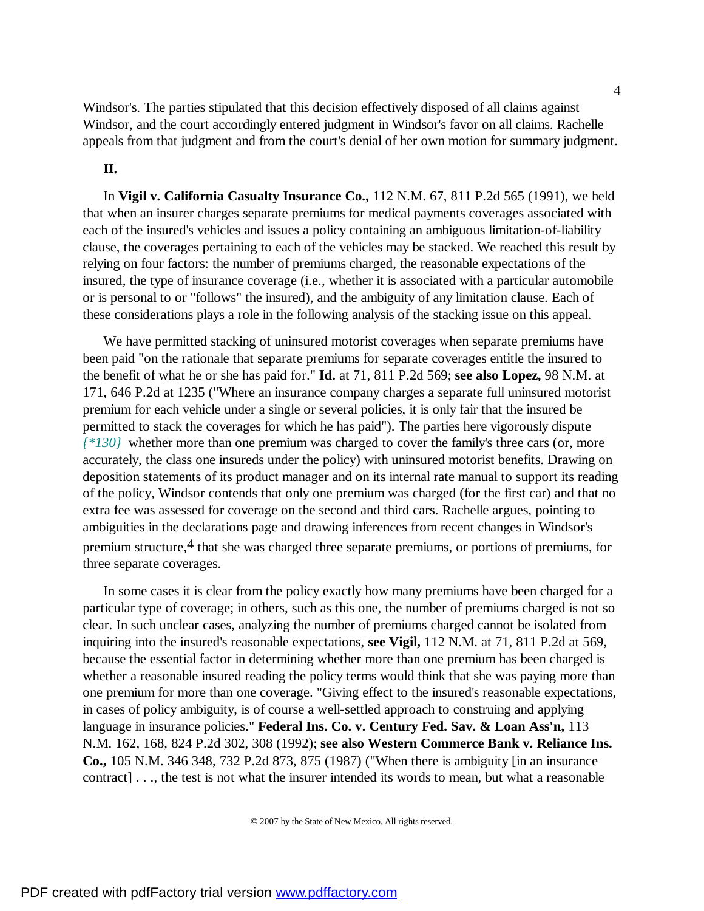Windsor's. The parties stipulated that this decision effectively disposed of all claims against Windsor, and the court accordingly entered judgment in Windsor's favor on all claims. Rachelle appeals from that judgment and from the court's denial of her own motion for summary judgment.

**II.**

In **Vigil v. California Casualty Insurance Co.,** 112 N.M. 67, 811 P.2d 565 (1991), we held that when an insurer charges separate premiums for medical payments coverages associated with each of the insured's vehicles and issues a policy containing an ambiguous limitation-of-liability clause, the coverages pertaining to each of the vehicles may be stacked. We reached this result by relying on four factors: the number of premiums charged, the reasonable expectations of the insured, the type of insurance coverage (i.e., whether it is associated with a particular automobile or is personal to or "follows" the insured), and the ambiguity of any limitation clause. Each of these considerations plays a role in the following analysis of the stacking issue on this appeal.

We have permitted stacking of uninsured motorist coverages when separate premiums have been paid "on the rationale that separate premiums for separate coverages entitle the insured to the benefit of what he or she has paid for." **Id.** at 71, 811 P.2d 569; **see also Lopez,** 98 N.M. at 171, 646 P.2d at 1235 ("Where an insurance company charges a separate full uninsured motorist premium for each vehicle under a single or several policies, it is only fair that the insured be permitted to stack the coverages for which he has paid"). The parties here vigorously dispute *{\*130}* whether more than one premium was charged to cover the family's three cars (or, more accurately, the class one insureds under the policy) with uninsured motorist benefits. Drawing on deposition statements of its product manager and on its internal rate manual to support its reading of the policy, Windsor contends that only one premium was charged (for the first car) and that no extra fee was assessed for coverage on the second and third cars. Rachelle argues, pointing to ambiguities in the declarations page and drawing inferences from recent changes in Windsor's premium structure,[4] that she was charged three separate premiums, or portions of premiums, for three separate coverages.

In some cases it is clear from the policy exactly how many premiums have been charged for a particular type of coverage; in others, such as this one, the number of premiums charged is not so clear. In such unclear cases, analyzing the number of premiums charged cannot be isolated from inquiring into the insured's reasonable expectations, **see Vigil,** 112 N.M. at 71, 811 P.2d at 569, because the essential factor in determining whether more than one premium has been charged is whether a reasonable insured reading the policy terms would think that she was paying more than one premium for more than one coverage. "Giving effect to the insured's reasonable expectations, in cases of policy ambiguity, is of course a well-settled approach to construing and applying language in insurance policies." **Federal Ins. Co. v. Century Fed. Sav. & Loan Ass'n,** 113 N.M. 162, 168, 824 P.2d 302, 308 (1992); **see also Western Commerce Bank v. Reliance Ins. Co.,** 105 N.M. 346 348, 732 P.2d 873, 875 (1987) ("When there is ambiguity [in an insurance contract] . . ., the test is not what the insurer intended its words to mean, but what a reasonable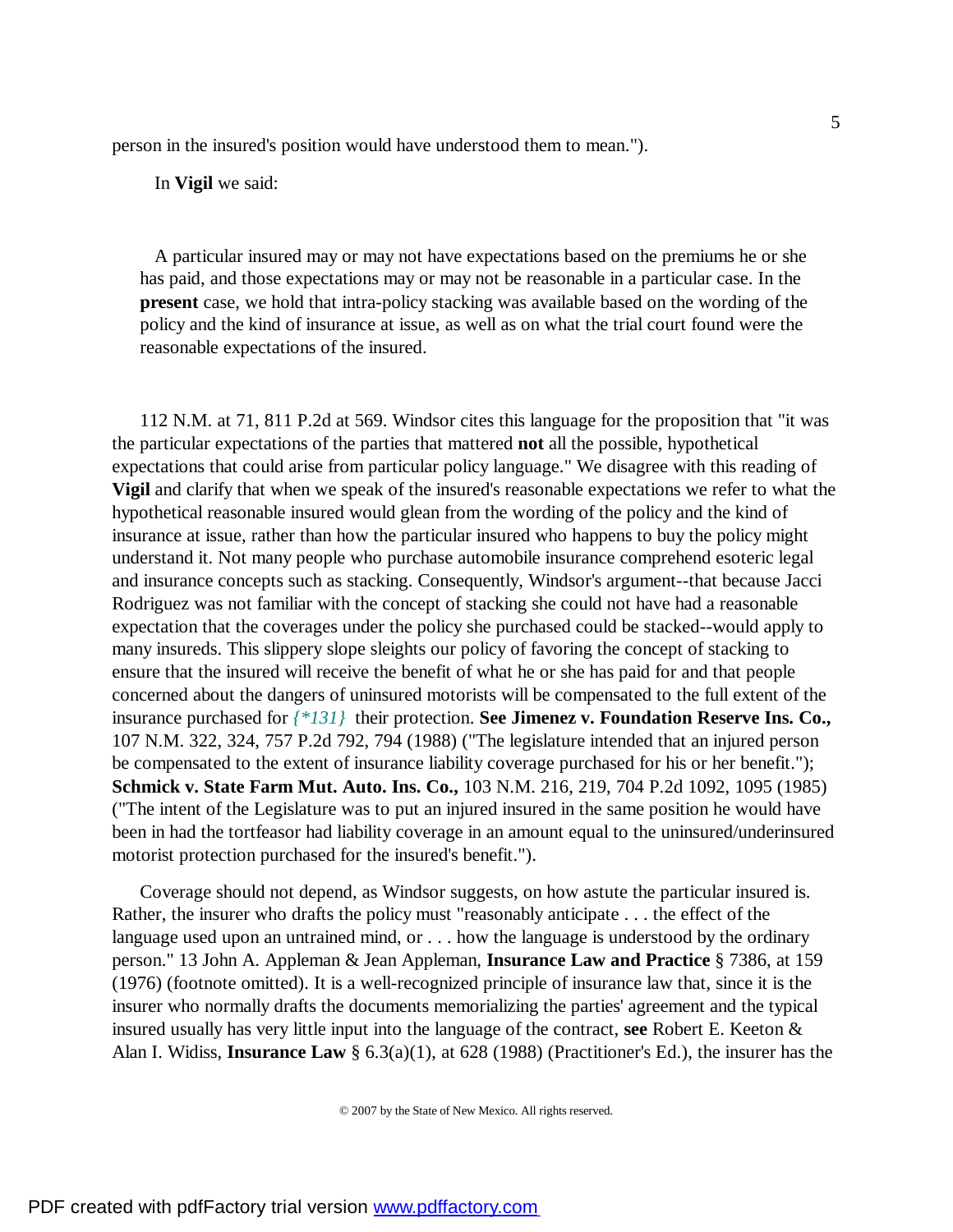person in the insured's position would have understood them to mean.").

In **Vigil** we said:

> A particular insured may or may not have expectations based on the premiums he or she has paid, and those expectations may or may not be reasonable in a particular case. In the **present** case, we hold that intra-policy stacking was available based on the wording of the policy and the kind of insurance at issue, as well as on what the trial court found were the reasonable expectations of the insured.

112 N.M. at 71, 811 P.2d at 569. Windsor cites this language for the proposition that "it was the particular expectations of the parties that mattered **not** all the possible, hypothetical expectations that could arise from particular policy language." We disagree with this reading of **Vigil** and clarify that when we speak of the insured's reasonable expectations we refer to what the hypothetical reasonable insured would glean from the wording of the policy and the kind of insurance at issue, rather than how the particular insured who happens to buy the policy might understand it. Not many people who purchase automobile insurance comprehend esoteric legal and insurance concepts such as stacking. Consequently, Windsor's argument--that because Jacci Rodriguez was not familiar with the concept of stacking she could not have had a reasonable expectation that the coverages under the policy she purchased could be stacked--would apply to many insureds. This slippery slope sleights our policy of favoring the concept of stacking to ensure that the insured will receive the benefit of what he or she has paid for and that people concerned about the dangers of uninsured motorists will be compensated to the full extent of the insurance purchased for *{*131}* their protection. **See Jimenez v. Foundation Reserve Ins. Co.,** 107 N.M. 322, 324, 757 P.2d 792, 794 (1988) ("The legislature intended that an injured person be compensated to the extent of insurance liability coverage purchased for his or her benefit."); **Schmick v. State Farm Mut. Auto. Ins. Co.,** 103 N.M. 216, 219, 704 P.2d 1092, 1095 (1985) ("The intent of the Legislature was to put an injured insured in the same position he would have been in had the tortfeasor had liability coverage in an amount equal to the uninsured/underinsured motorist protection purchased for the insured's benefit.").

Coverage should not depend, as Windsor suggests, on how astute the particular insured is. Rather, the insurer who drafts the policy must "reasonably anticipate . . . the effect of the language used upon an untrained mind, or . . . how the language is understood by the ordinary person." 13 John A. Appleman & Jean Appleman, **Insurance Law and Practice** § 7386, at 159 (1976) (footnote omitted). It is a well-recognized principle of insurance law that, since it is the insurer who normally drafts the documents memorializing the parties' agreement and the typical insured usually has very little input into the language of the contract, **see** Robert E. Keeton & Alan I. Widiss, **Insurance Law** § 6.3(a)(1), at 628 (1988) (Practitioner's Ed.), the insurer has the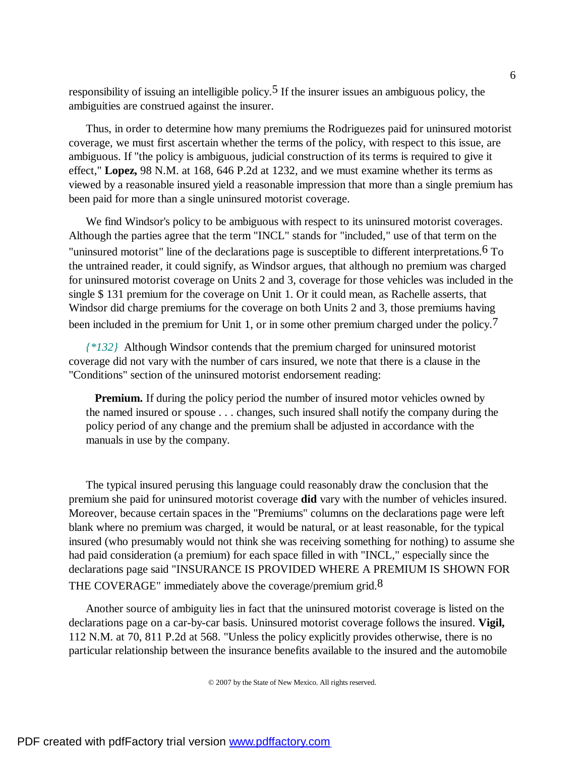responsibility of issuing an intelligible policy.[5] If the insurer issues an ambiguous policy, the ambiguities are construed against the insurer.

Thus, in order to determine how many premiums the Rodriguezes paid for uninsured motorist coverage, we must first ascertain whether the terms of the policy, with respect to this issue, are ambiguous. If "the policy is ambiguous, judicial construction of its terms is required to give it effect," **Lopez,** 98 N.M. at 168, 646 P.2d at 1232, and we must examine whether its terms as viewed by a reasonable insured yield a reasonable impression that more than a single premium has been paid for more than a single uninsured motorist coverage.

We find Windsor's policy to be ambiguous with respect to its uninsured motorist coverages. Although the parties agree that the term "INCL" stands for "included," use of that term on the "uninsured motorist" line of the declarations page is susceptible to different interpretations.[6] To the untrained reader, it could signify, as Windsor argues, that although no premium was charged for uninsured motorist coverage on Units 2 and 3, coverage for those vehicles was included in the single $ 131 premium for the coverage on Unit 1. Or it could mean, as Rachelle asserts, that Windsor did charge premiums for the coverage on both Units 2 and 3, those premiums having been included in the premium for Unit 1, or in some other premium charged under the policy.[7]

*{*132}* Although Windsor contends that the premium charged for uninsured motorist coverage did not vary with the number of cars insured, we note that there is a clause in the "Conditions" section of the uninsured motorist endorsement reading:

> **Premium.** If during the policy period the number of insured motor vehicles owned by the named insured or spouse . . . changes, such insured shall notify the company during the policy period of any change and the premium shall be adjusted in accordance with the manuals in use by the company.

The typical insured perusing this language could reasonably draw the conclusion that the premium she paid for uninsured motorist coverage **did** vary with the number of vehicles insured. Moreover, because certain spaces in the "Premiums" columns on the declarations page were left blank where no premium was charged, it would be natural, or at least reasonable, for the typical insured (who presumably would not think she was receiving something for nothing) to assume she had paid consideration (a premium) for each space filled in with "INCL," especially since the declarations page said "INSURANCE IS PROVIDED WHERE A PREMIUM IS SHOWN FOR THE COVERAGE" immediately above the coverage/premium grid.[8]

Another source of ambiguity lies in fact that the uninsured motorist coverage is listed on the declarations page on a car-by-car basis. Uninsured motorist coverage follows the insured. **Vigil,** 112 N.M. at 70, 811 P.2d at 568. "Unless the policy explicitly provides otherwise, there is no particular relationship between the insurance benefits available to the insured and the automobile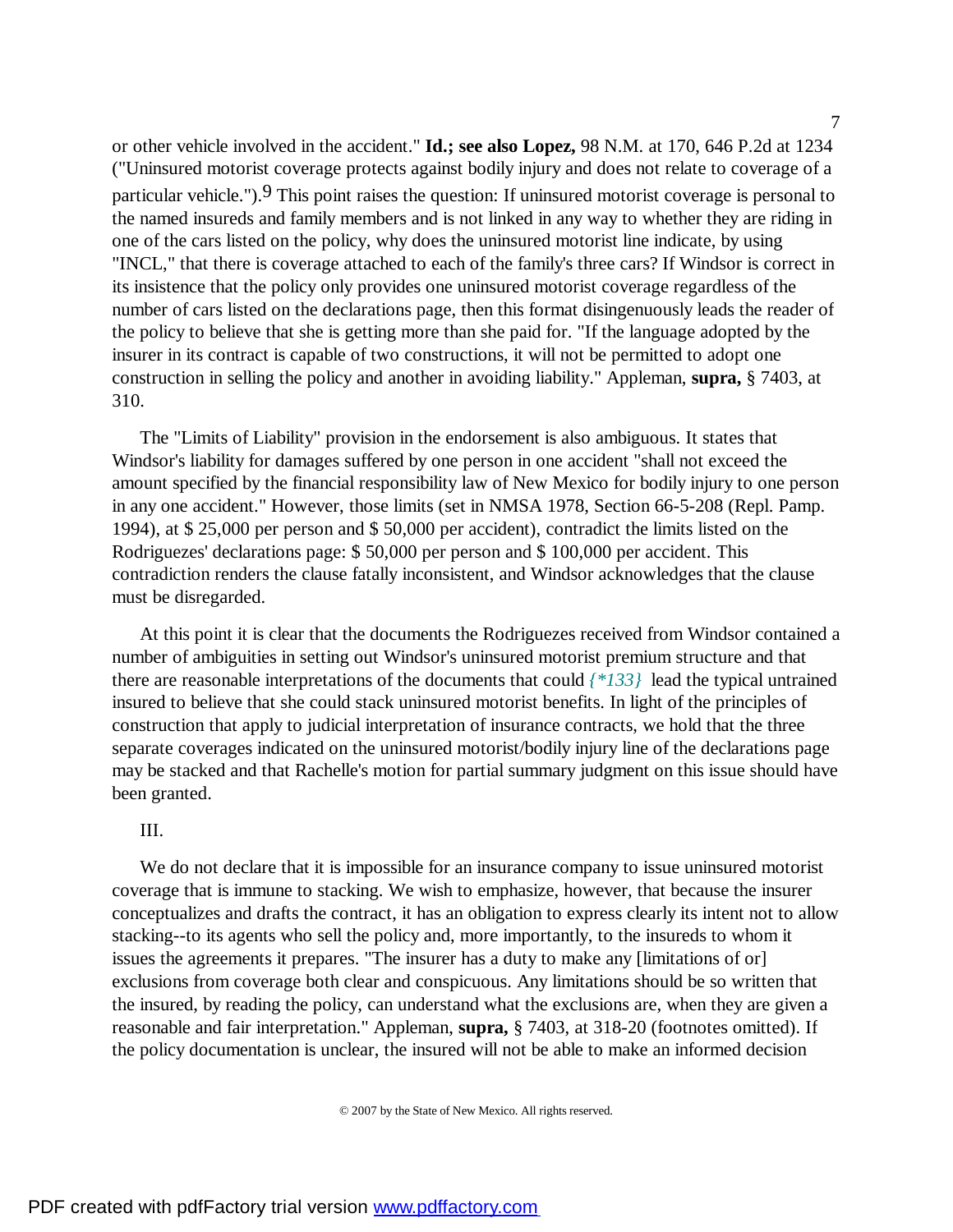or other vehicle involved in the accident." **Id.; see also Lopez,** 98 N.M. at 170, 646 P.2d at 1234 ("Uninsured motorist coverage protects against bodily injury and does not relate to coverage of a particular vehicle.").[9] This point raises the question: If uninsured motorist coverage is personal to the named insureds and family members and is not linked in any way to whether they are riding in one of the cars listed on the policy, why does the uninsured motorist line indicate, by using "INCL," that there is coverage attached to each of the family's three cars? If Windsor is correct in its insistence that the policy only provides one uninsured motorist coverage regardless of the number of cars listed on the declarations page, then this format disingenuously leads the reader of the policy to believe that she is getting more than she paid for. "If the language adopted by the insurer in its contract is capable of two constructions, it will not be permitted to adopt one construction in selling the policy and another in avoiding liability." Appleman, **supra,** § 7403, at 310.

The "Limits of Liability" provision in the endorsement is also ambiguous. It states that Windsor's liability for damages suffered by one person in one accident "shall not exceed the amount specified by the financial responsibility law of New Mexico for bodily injury to one person in any one accident." However, those limits (set in NMSA 1978, Section 66-5-208 (Repl. Pamp. 1994), at $ 25,000 per person and $ 50,000 per accident), contradict the limits listed on the Rodriguezes' declarations page: $ 50,000 per person and $ 100,000 per accident. This contradiction renders the clause fatally inconsistent, and Windsor acknowledges that the clause must be disregarded.

At this point it is clear that the documents the Rodriguezes received from Windsor contained a number of ambiguities in setting out Windsor's uninsured motorist premium structure and that there are reasonable interpretations of the documents that could *{*133}* lead the typical untrained insured to believe that she could stack uninsured motorist benefits. In light of the principles of construction that apply to judicial interpretation of insurance contracts, we hold that the three separate coverages indicated on the uninsured motorist/bodily injury line of the declarations page may be stacked and that Rachelle's motion for partial summary judgment on this issue should have been granted.

III.

We do not declare that it is impossible for an insurance company to issue uninsured motorist coverage that is immune to stacking. We wish to emphasize, however, that because the insurer conceptualizes and drafts the contract, it has an obligation to express clearly its intent not to allow stacking--to its agents who sell the policy and, more importantly, to the insureds to whom it issues the agreements it prepares. "The insurer has a duty to make any [limitations of or] exclusions from coverage both clear and conspicuous. Any limitations should be so written that the insured, by reading the policy, can understand what the exclusions are, when they are given a reasonable and fair interpretation." Appleman, **supra,** § 7403, at 318-20 (footnotes omitted). If the policy documentation is unclear, the insured will not be able to make an informed decision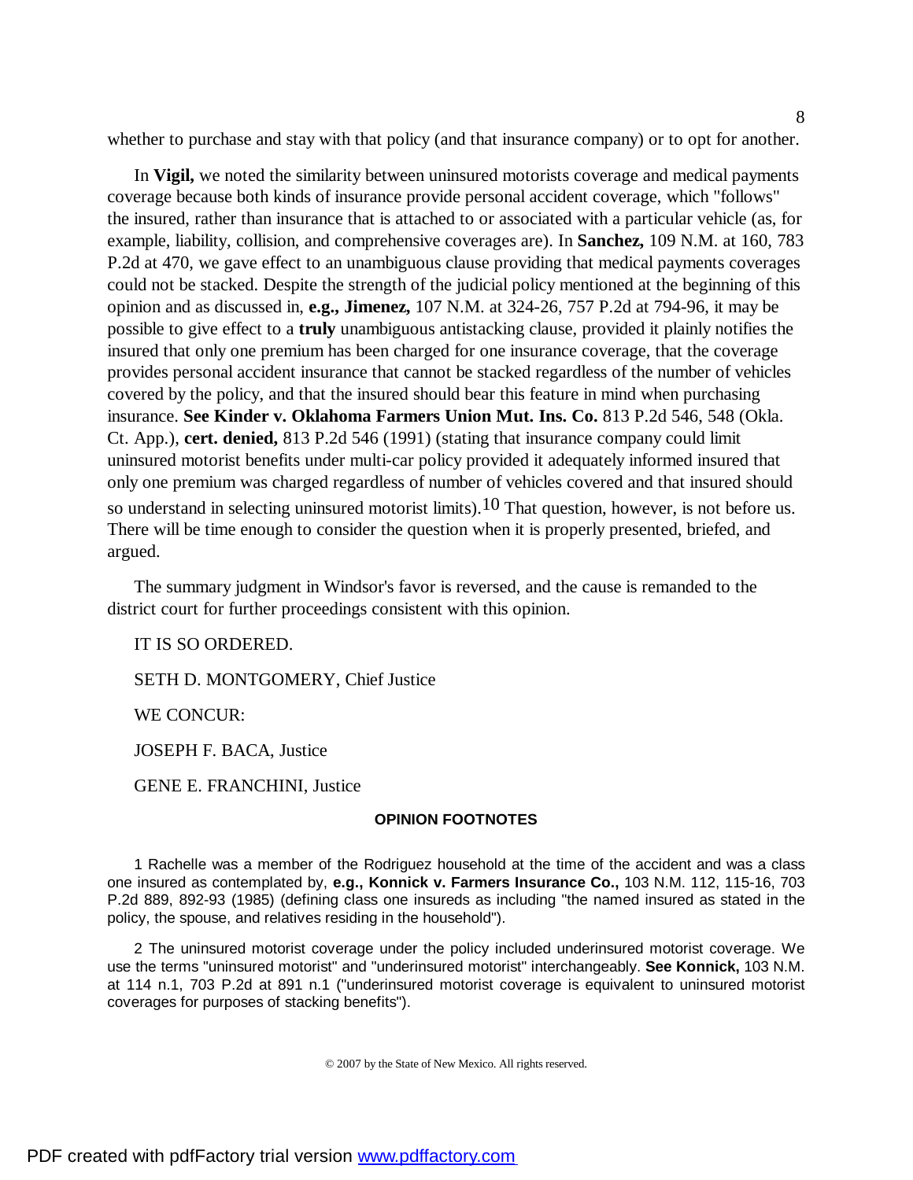whether to purchase and stay with that policy (and that insurance company) or to opt for another.

In **Vigil,** we noted the similarity between uninsured motorists coverage and medical payments coverage because both kinds of insurance provide personal accident coverage, which "follows" the insured, rather than insurance that is attached to or associated with a particular vehicle (as, for example, liability, collision, and comprehensive coverages are). In **Sanchez,** 109 N.M. at 160, 783 P.2d at 470, we gave effect to an unambiguous clause providing that medical payments coverages could not be stacked. Despite the strength of the judicial policy mentioned at the beginning of this opinion and as discussed in, **e.g., Jimenez,** 107 N.M. at 324-26, 757 P.2d at 794-96, it may be possible to give effect to a **truly** unambiguous antistacking clause, provided it plainly notifies the insured that only one premium has been charged for one insurance coverage, that the coverage provides personal accident insurance that cannot be stacked regardless of the number of vehicles covered by the policy, and that the insured should bear this feature in mind when purchasing insurance. **See Kinder v. Oklahoma Farmers Union Mut. Ins. Co.** 813 P.2d 546, 548 (Okla. Ct. App.), **cert. denied,** 813 P.2d 546 (1991) (stating that insurance company could limit uninsured motorist benefits under multi-car policy provided it adequately informed insured that only one premium was charged regardless of number of vehicles covered and that insured should so understand in selecting uninsured motorist limits).[10] That question, however, is not before us. There will be time enough to consider the question when it is properly presented, briefed, and argued.

The summary judgment in Windsor's favor is reversed, and the cause is remanded to the district court for further proceedings consistent with this opinion.

IT IS SO ORDERED.

SETH D. MONTGOMERY, Chief Justice

WE CONCUR:

JOSEPH F. BACA, Justice

GENE E. FRANCHINI, Justice

**OPINION FOOTNOTES**

1 Rachelle was a member of the Rodriguez household at the time of the accident and was a class one insured as contemplated by, **e.g., Konnick v. Farmers Insurance Co.,** 103 N.M. 112, 115-16, 703 P.2d 889, 892-93 (1985) (defining class one insureds as including "the named insured as stated in the policy, the spouse, and relatives residing in the household").

2 The uninsured motorist coverage under the policy included underinsured motorist coverage. We use the terms "uninsured motorist" and "underinsured motorist" interchangeably. **See Konnick,** 103 N.M. at 114 n.1, 703 P.2d at 891 n.1 ("underinsured motorist coverage is equivalent to uninsured motorist coverages for purposes of stacking benefits").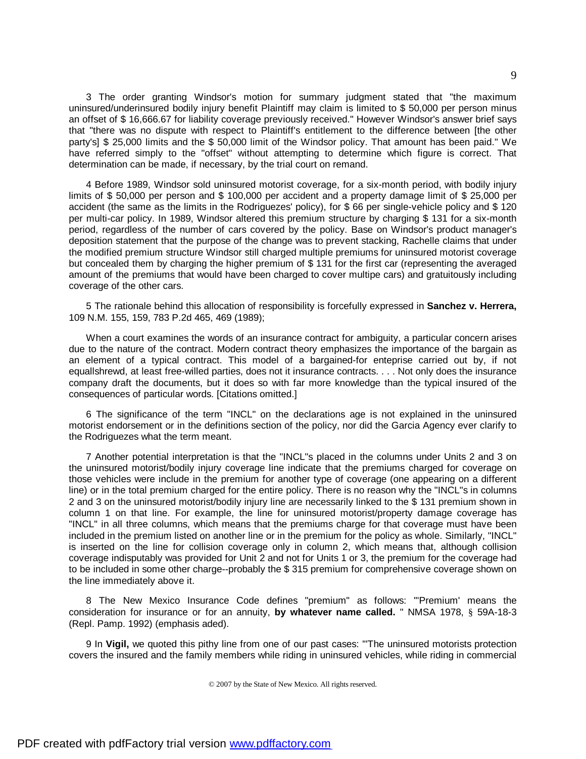3 The order granting Windsor's motion for summary judgment stated that "the maximum uninsured/underinsured bodily injury benefit Plaintiff may claim is limited to $ 50,000 per person minus an offset of $ 16,666.67 for liability coverage previously received." However Windsor's answer brief says that "there was no dispute with respect to Plaintiff's entitlement to the difference between [the other party's] $ 25,000 limits and the $ 50,000 limit of the Windsor policy. That amount has been paid." We have referred simply to the "offset" without attempting to determine which figure is correct. That determination can be made, if necessary, by the trial court on remand.

4 Before 1989, Windsor sold uninsured motorist coverage, for a six-month period, with bodily injury limits of $ 50,000 per person and $ 100,000 per accident and a property damage limit of $ 25,000 per accident (the same as the limits in the Rodriguezes' policy), for $ 66 per single-vehicle policy and $ 120 per multi-car policy. In 1989, Windsor altered this premium structure by charging $ 131 for a six-month period, regardless of the number of cars covered by the policy. Base on Windsor's product manager's deposition statement that the purpose of the change was to prevent stacking, Rachelle claims that under the modified premium structure Windsor still charged multiple premiums for uninsured motorist coverage but concealed them by charging the higher premium of $ 131 for the first car (representing the averaged amount of the premiums that would have been charged to cover multipe cars) and gratuitously including coverage of the other cars.

5 The rationale behind this allocation of responsibility is forcefully expressed in **Sanchez v. Herrera,** 109 N.M. 155, 159, 783 P.2d 465, 469 (1989);

When a court examines the words of an insurance contract for ambiguity, a particular concern arises due to the nature of the contract. Modern contract theory emphasizes the importance of the bargain as an element of a typical contract. This model of a bargained-for enteprise carried out by, if not equallshrewd, at least free-willed parties, does not it insurance contracts. . . . Not only does the insurance company draft the documents, but it does so with far more knowledge than the typical insured of the consequences of particular words. [Citations omitted.]

6 The significance of the term "INCL" on the declarations age is not explained in the uninsured motorist endorsement or in the definitions section of the policy, nor did the Garcia Agency ever clarify to the Rodriguezes what the term meant.

7 Another potential interpretation is that the "INCL"s placed in the columns under Units 2 and 3 on the uninsured motorist/bodily injury coverage line indicate that the premiums charged for coverage on those vehicles were include in the premium for another type of coverage (one appearing on a different line) or in the total premium charged for the entire policy. There is no reason why the "INCL"s in columns 2 and 3 on the uninsured motorist/bodily injury line are necessarily linked to the $ 131 premium shown in column 1 on that line. For example, the line for uninsured motorist/property damage coverage has "INCL" in all three columns, which means that the premiums charge for that coverage must have been included in the premium listed on another line or in the premium for the policy as whole. Similarly, "INCL" is inserted on the line for collision coverage only in column 2, which means that, although collision coverage indisputably was provided for Unit 2 and not for Units 1 or 3, the premium for the coverage had to be included in some other charge--probably the $ 315 premium for comprehensive coverage shown on the line immediately above it.

8 The New Mexico Insurance Code defines "premium" as follows: "'Premium' means the consideration for insurance or for an annuity, **by whatever name called.** " NMSA 1978, § 59A-18-3 (Repl. Pamp. 1992) (emphasis aded).

9 In **Vigil,** we quoted this pithy line from one of our past cases: "'The uninsured motorists protection covers the insured and the family members while riding in uninsured vehicles, while riding in commercial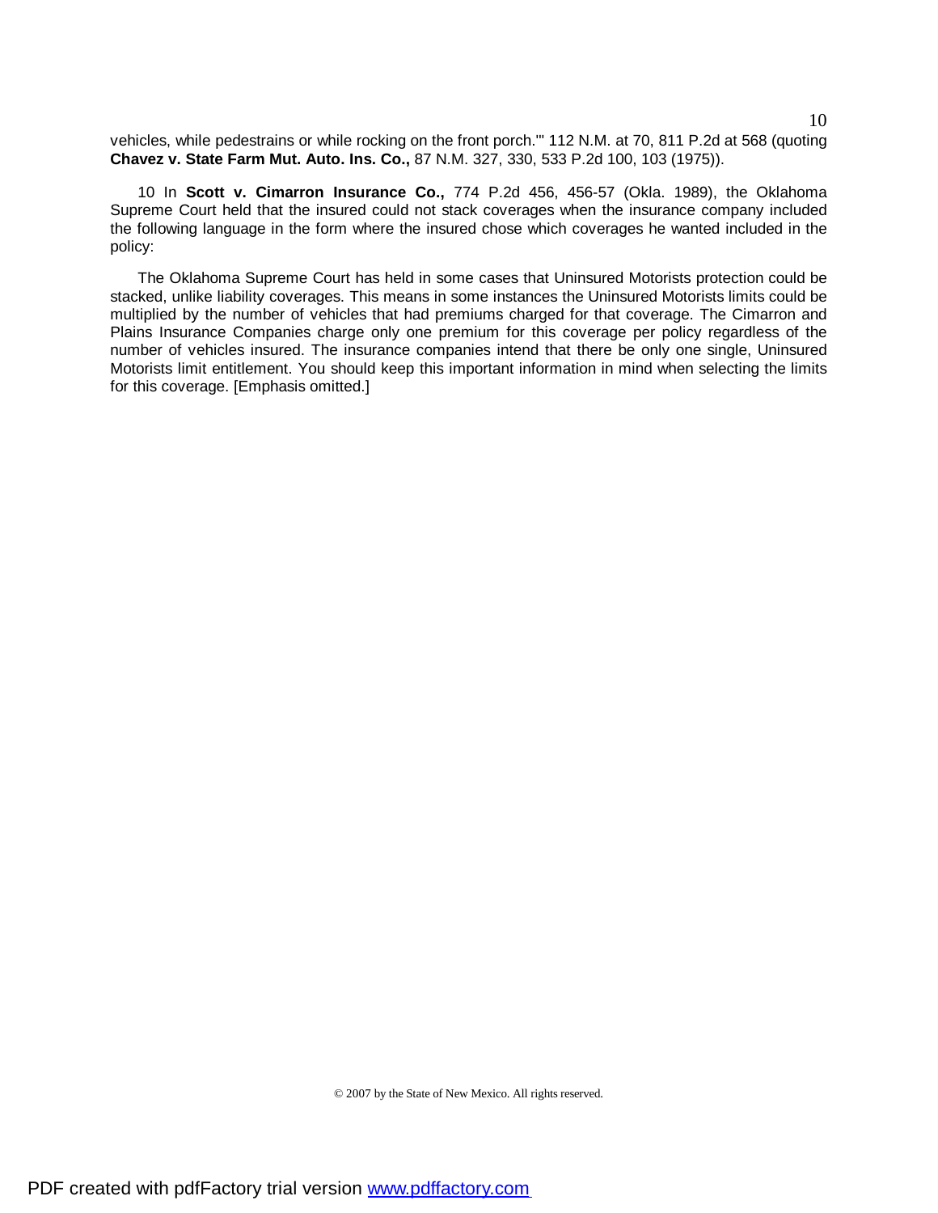vehicles, while pedestrains or while rocking on the front porch.'" 112 N.M. at 70, 811 P.2d at 568 (quoting **Chavez v. State Farm Mut. Auto. Ins. Co.,** 87 N.M. 327, 330, 533 P.2d 100, 103 (1975)).

10 In **Scott v. Cimarron Insurance Co.,** 774 P.2d 456, 456-57 (Okla. 1989), the Oklahoma Supreme Court held that the insured could not stack coverages when the insurance company included the following language in the form where the insured chose which coverages he wanted included in the policy:

The Oklahoma Supreme Court has held in some cases that Uninsured Motorists protection could be stacked, unlike liability coverages. This means in some instances the Uninsured Motorists limits could be multiplied by the number of vehicles that had premiums charged for that coverage. The Cimarron and Plains Insurance Companies charge only one premium for this coverage per policy regardless of the number of vehicles insured. The insurance companies intend that there be only one single, Uninsured Motorists limit entitlement. You should keep this important information in mind when selecting the limits for this coverage. [Emphasis omitted.]

© 2007 by the State of New Mexico. All rights reserved.